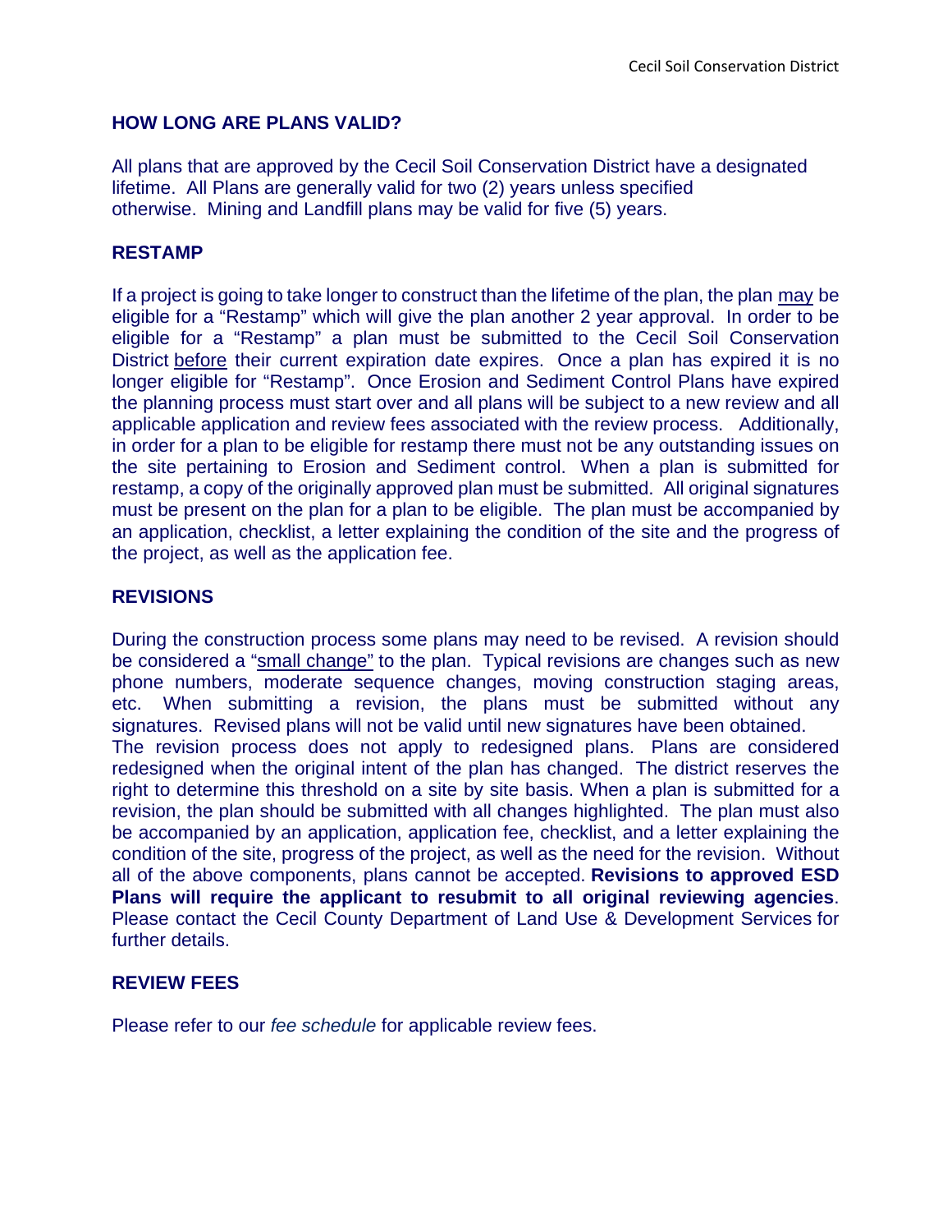## HOW LONG ARE PLANS VALID?

All plans that are approved by the Cecil Soil Conservation District have a designated lifetime. All Plans are generally valid for two (2) years unless specified otherwise. Mining and Landfill plans may be valid for five (5) years.

## RESTAMP

If a project is going to take longer to construct than the lifetime of the plan, the plan <u>may</u> be eligible for a "Restamp" which will give the plan another 2 year approval. In order to be eligible for a "Restamp" a plan must be submitted to the Cecil Soil Conservation District <u>before</u> their current expiration date expires. Once a plan has expired it is no longer eligible for "Restamp". Once Erosion and Sediment Control Plans have expired the planning process must start over and all plans will be subject to a new review and all applicable application and review fees associated with the review process. Additionally, in order for a plan to be eligible for restamp there must not be any outstanding issues on the site pertaining to Erosion and Sediment control. When a plan is submitted for restamp, a copy of the originally approved plan must be submitted. All original signatures must be present on the plan for a plan to be eligible. The plan must be accompanied by an application, checklist, a letter explaining the condition of the site and the progress of the project, as well as the application fee.

## REVISIONS

During the construction process some plans may need to be revised. A revision should be considered a "<u>small change"</u> to the plan. Typical revisions are changes such as new phone numbers, moderate sequence changes, moving construction staging areas, etc. When submitting a revision, the plans must be submitted without any signatures. Revised plans will not be valid until new signatures have been obtained.
The revision process does not apply to redesigned plans. Plans are considered redesigned when the original intent of the plan has changed. The district reserves the right to determine this threshold on a site by site basis. When a plan is submitted for a revision, the plan should be submitted with all changes highlighted. The plan must also be accompanied by an application, application fee, checklist, and a letter explaining the condition of the site, progress of the project, as well as the need for the revision. Without all of the above components, plans cannot be accepted. **Revisions to approved ESD Plans will require the applicant to resubmit to all original reviewing agencies**. Please contact the Cecil County Department of Land Use & Development Services for further details.

## REVIEW FEES

Please refer to our *fee schedule* for applicable review fees.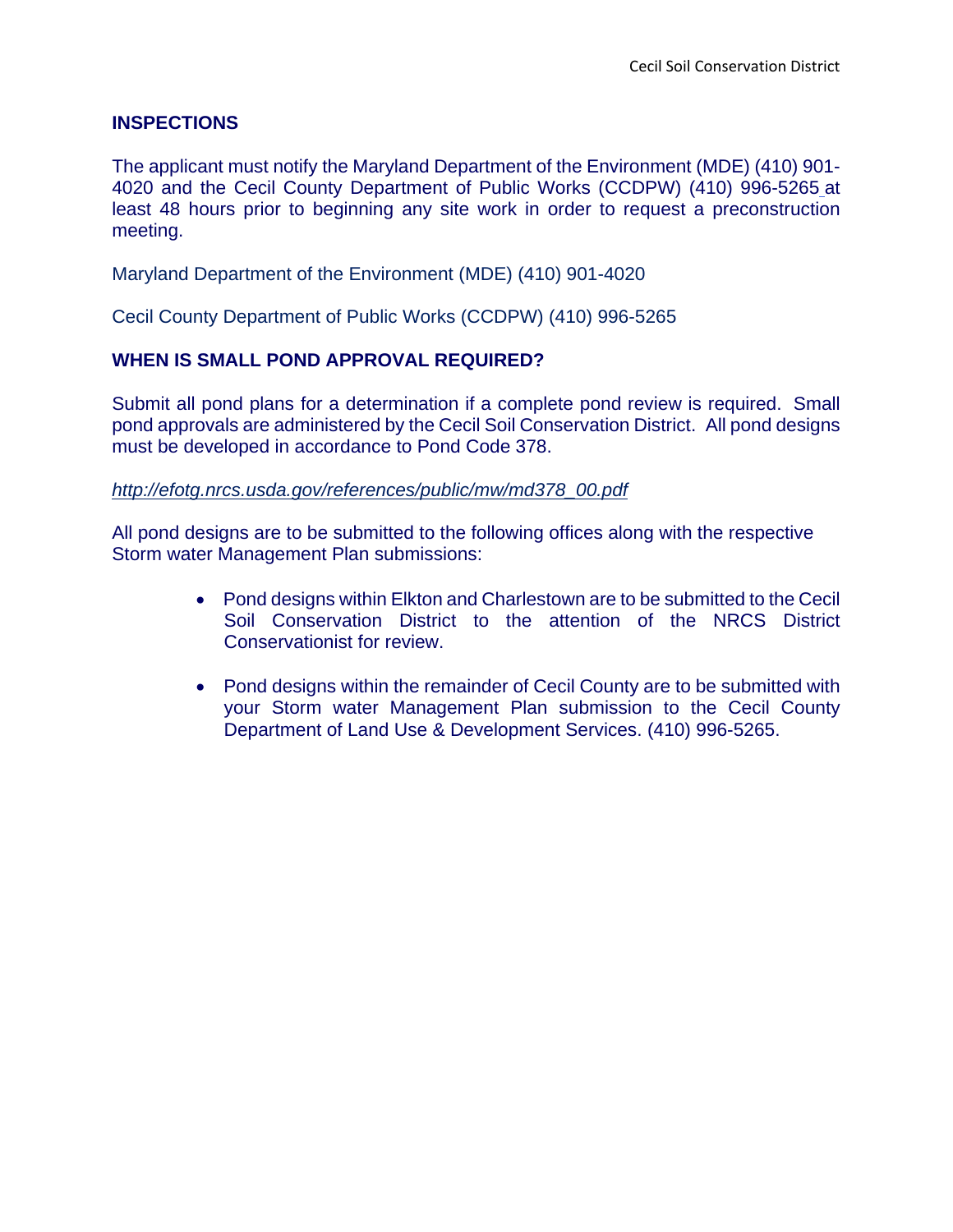## INSPECTIONS

The applicant must notify the Maryland Department of the Environment (MDE) (410) 901-4020 and the Cecil County Department of Public Works (CCDPW) (410) 996-5265 at least 48 hours prior to beginning any site work in order to request a preconstruction meeting.

Maryland Department of the Environment (MDE) (410) 901-4020

Cecil County Department of Public Works (CCDPW) (410) 996-5265

## WHEN IS SMALL POND APPROVAL REQUIRED?

Submit all pond plans for a determination if a complete pond review is required. Small pond approvals are administered by the Cecil Soil Conservation District. All pond designs must be developed in accordance to Pond Code 378.

*http://efotg.nrcs.usda.gov/references/public/mw/md378_00.pdf*

All pond designs are to be submitted to the following offices along with the respective Storm water Management Plan submissions:

- Pond designs within Elkton and Charlestown are to be submitted to the Cecil Soil Conservation District to the attention of the NRCS District Conservationist for review.
- Pond designs within the remainder of Cecil County are to be submitted with your Storm water Management Plan submission to the Cecil County Department of Land Use & Development Services. (410) 996-5265.